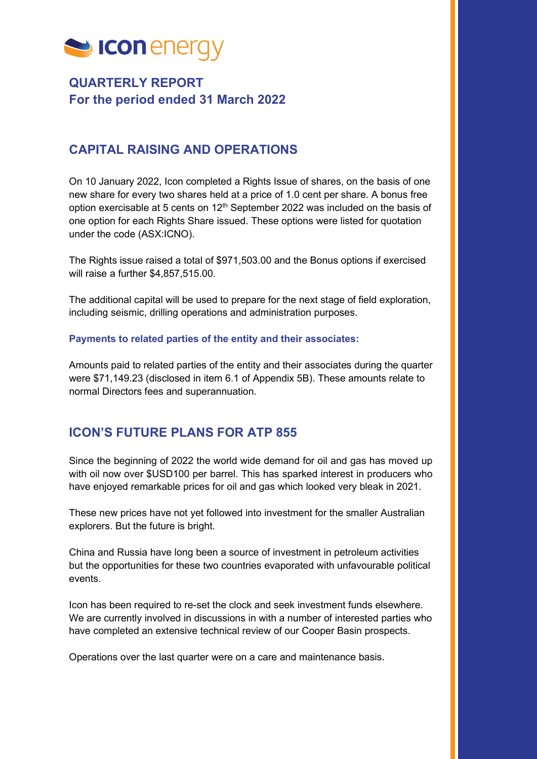icon energy

## QUARTERLY REPORT
## For the period ended 31 March 2022

## CAPITAL RAISING AND OPERATIONS

On 10 January 2022, Icon completed a Rights Issue of shares, on the basis of one new share for every two shares held at a price of 1.0 cent per share. A bonus free option exercisable at 5 cents on 12th September 2022 was included on the basis of one option for each Rights Share issued. These options were listed for quotation under the code (ASX:ICNO).

The Rights issue raised a total of $971,503.00 and the Bonus options if exercised will raise a further $4,857,515.00.

The additional capital will be used to prepare for the next stage of field exploration, including seismic, drilling operations and administration purposes.

### Payments to related parties of the entity and their associates:

Amounts paid to related parties of the entity and their associates during the quarter were $71,149.23 (disclosed in item 6.1 of Appendix 5B). These amounts relate to normal Directors fees and superannuation.

## ICON'S FUTURE PLANS FOR ATP 855

Since the beginning of 2022 the world wide demand for oil and gas has moved up with oil now over $USD100 per barrel. This has sparked interest in producers who have enjoyed remarkable prices for oil and gas which looked very bleak in 2021.

These new prices have not yet followed into investment for the smaller Australian explorers. But the future is bright.

China and Russia have long been a source of investment in petroleum activities but the opportunities for these two countries evaporated with unfavourable political events.

Icon has been required to re-set the clock and seek investment funds elsewhere. We are currently involved in discussions in with a number of interested parties who have completed an extensive technical review of our Cooper Basin prospects.

Operations over the last quarter were on a care and maintenance basis.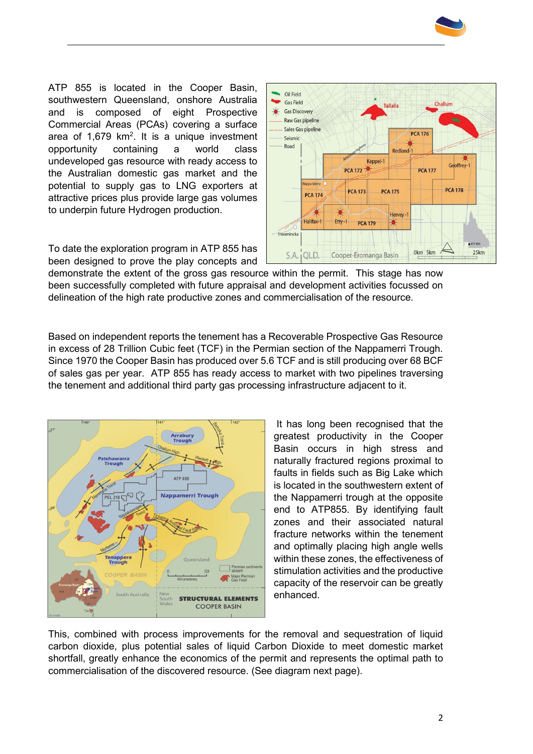ATP 855 is located in the Cooper Basin, southwestern Queensland, onshore Australia and is composed of eight Prospective Commercial Areas (PCAs) covering a surface area of 1,679 km$^2$. It is a unique investment opportunity containing a world class undeveloped gas resource with ready access to the Australian domestic gas market and the potential to supply gas to LNG exporters at attractive prices plus provide large gas volumes to underpin future Hydrogen production.

To date the exploration program in ATP 855 has been designed to prove the play concepts and demonstrate the extent of the gross gas resource within the permit. This stage has now been successfully completed with future appraisal and development activities focussed on delineation of the high rate productive zones and commercialisation of the resource.

Based on independent reports the tenement has a Recoverable Prospective Gas Resource in excess of 28 Trillion Cubic feet (TCF) in the Permian section of the Nappamerri Trough. Since 1970 the Cooper Basin has produced over 5.6 TCF and is still producing over 68 BCF of sales gas per year. ATP 855 has ready access to market with two pipelines traversing the tenement and additional third party gas processing infrastructure adjacent to it.

It has long been recognised that the greatest productivity in the Cooper Basin occurs in high stress and naturally fractured regions proximal to faults in fields such as Big Lake which is located in the southwestern extent of the Nappamerri trough at the opposite end to ATP855. By identifying fault zones and their associated natural fracture networks within the tenement and optimally placing high angle wells within these zones, the effectiveness of stimulation activities and the productive capacity of the reservoir can be greatly enhanced.

This, combined with process improvements for the removal and sequestration of liquid carbon dioxide, plus potential sales of liquid Carbon Dioxide to meet domestic market shortfall, greatly enhance the economics of the permit and represents the optimal path to commercialisation of the discovered resource. (See diagram next page).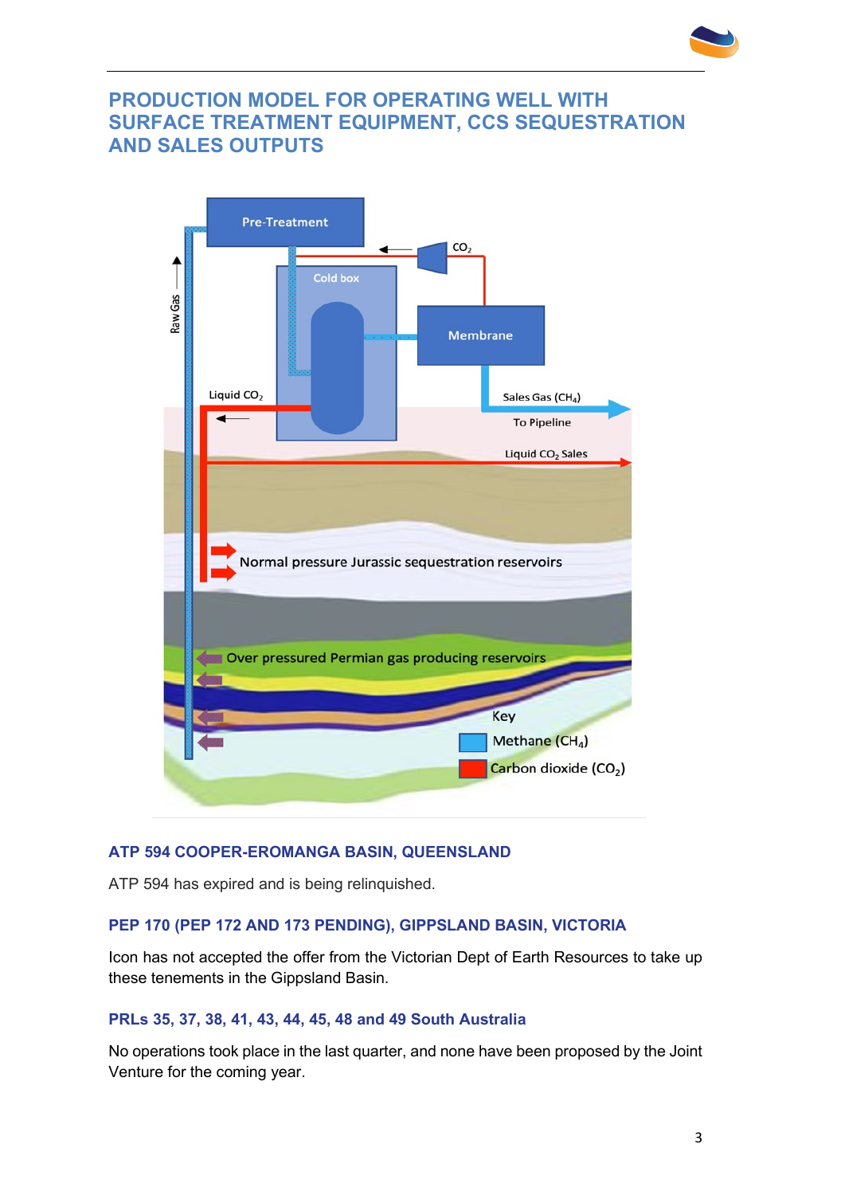## PRODUCTION MODEL FOR OPERATING WELL WITH SURFACE TREATMENT EQUIPMENT, CCS SEQUESTRATION AND SALES OUTPUTS

### ATP 594 COOPER-EROMANGA BASIN, QUEENSLAND

ATP 594 has expired and is being relinquished.

### PEP 170 (PEP 172 AND 173 PENDING), GIPPSLAND BASIN, VICTORIA

Icon has not accepted the offer from the Victorian Dept of Earth Resources to take up these tenements in the Gippsland Basin.

### PRLs 35, 37, 38, 41, 43, 44, 45, 48 and 49 South Australia

No operations took place in the last quarter, and none have been proposed by the Joint Venture for the coming year.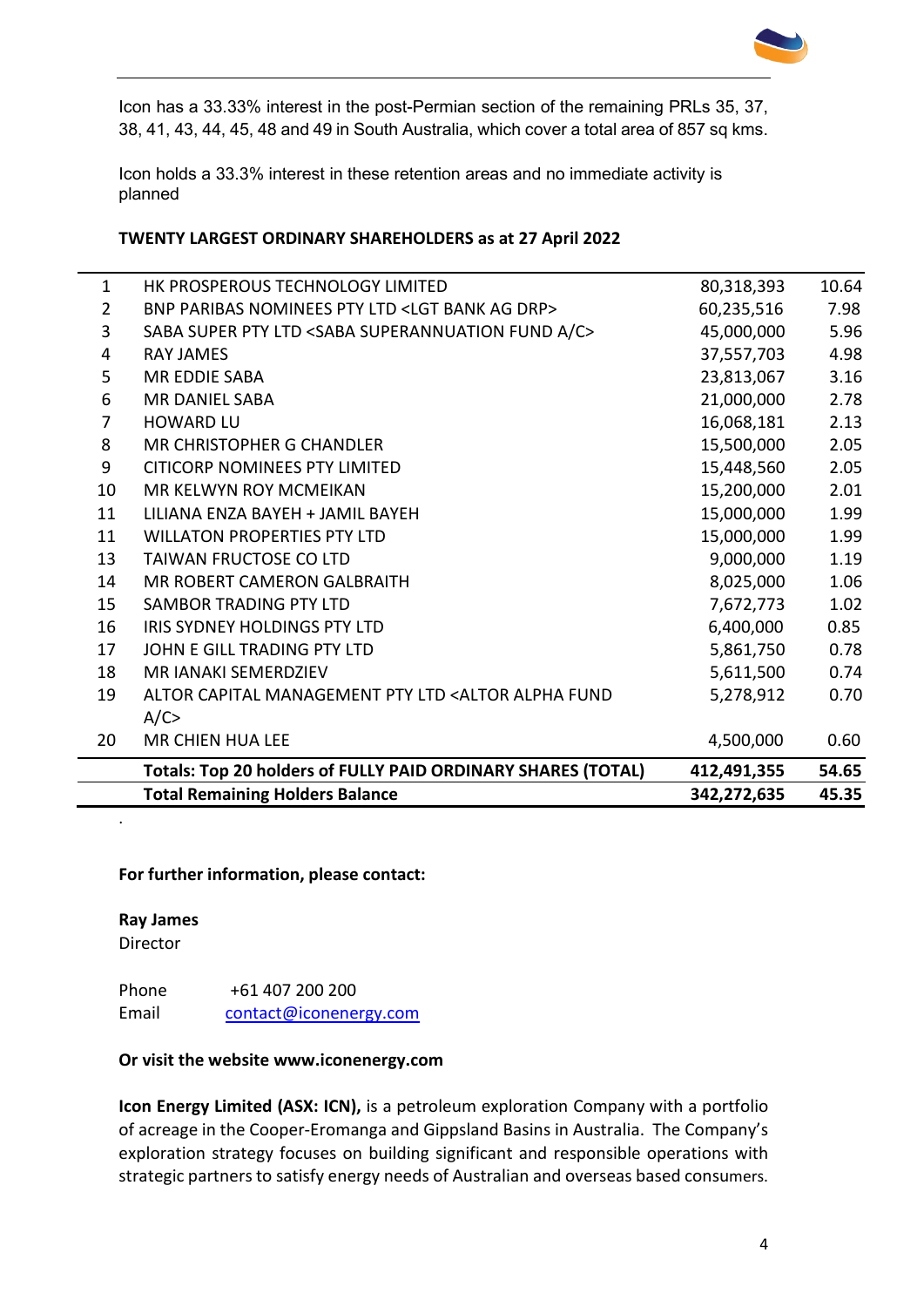Icon has a 33.33% interest in the post-Permian section of the remaining PRLs 35, 37, 38, 41, 43, 44, 45, 48 and 49 in South Australia, which cover a total area of 857 sq kms.

Icon holds a 33.3% interest in these retention areas and no immediate activity is planned

**TWENTY LARGEST ORDINARY SHAREHOLDERS as at 27 April 2022**

| | | | |
|---|---|---|---|
| 1 | HK PROSPEROUS TECHNOLOGY LIMITED | 80,318,393 | 10.64 |
| 2 | BNP PARIBAS NOMINEES PTY LTD <LGT BANK AG DRP> | 60,235,516 | 7.98 |
| 3 | SABA SUPER PTY LTD <SABA SUPERANNUATION FUND A/C> | 45,000,000 | 5.96 |
| 4 | RAY JAMES | 37,557,703 | 4.98 |
| 5 | MR EDDIE SABA | 23,813,067 | 3.16 |
| 6 | MR DANIEL SABA | 21,000,000 | 2.78 |
| 7 | HOWARD LU | 16,068,181 | 2.13 |
| 8 | MR CHRISTOPHER G CHANDLER | 15,500,000 | 2.05 |
| 9 | CITICORP NOMINEES PTY LIMITED | 15,448,560 | 2.05 |
| 10 | MR KELWYN ROY MCMEIKAN | 15,200,000 | 2.01 |
| 11 | LILIANA ENZA BAYEH + JAMIL BAYEH | 15,000,000 | 1.99 |
| 11 | WILLATON PROPERTIES PTY LTD | 15,000,000 | 1.99 |
| 13 | TAIWAN FRUCTOSE CO LTD | 9,000,000 | 1.19 |
| 14 | MR ROBERT CAMERON GALBRAITH | 8,025,000 | 1.06 |
| 15 | SAMBOR TRADING PTY LTD | 7,672,773 | 1.02 |
| 16 | IRIS SYDNEY HOLDINGS PTY LTD | 6,400,000 | 0.85 |
| 17 | JOHN E GILL TRADING PTY LTD | 5,861,750 | 0.78 |
| 18 | MR IANAKI SEMERDZIEV | 5,611,500 | 0.74 |
| 19 | ALTOR CAPITAL MANAGEMENT PTY LTD <ALTOR ALPHA FUND A/C> | 5,278,912 | 0.70 |
| 20 | MR CHIEN HUA LEE | 4,500,000 | 0.60 |
| | **Totals: Top 20 holders of FULLY PAID ORDINARY SHARES (TOTAL)** | **412,491,355** | **54.65** |
| | **Total Remaining Holders Balance** | **342,272,635** | **45.35** |

.

**For further information, please contact:**

**Ray James**
Director

Phone +61 407 200 200
Email contact@iconenergy.com

**Or visit the website www.iconenergy.com**

**Icon Energy Limited (ASX: ICN),** is a petroleum exploration Company with a portfolio of acreage in the Cooper-Eromanga and Gippsland Basins in Australia. The Company's exploration strategy focuses on building significant and responsible operations with strategic partners to satisfy energy needs of Australian and overseas based consumers.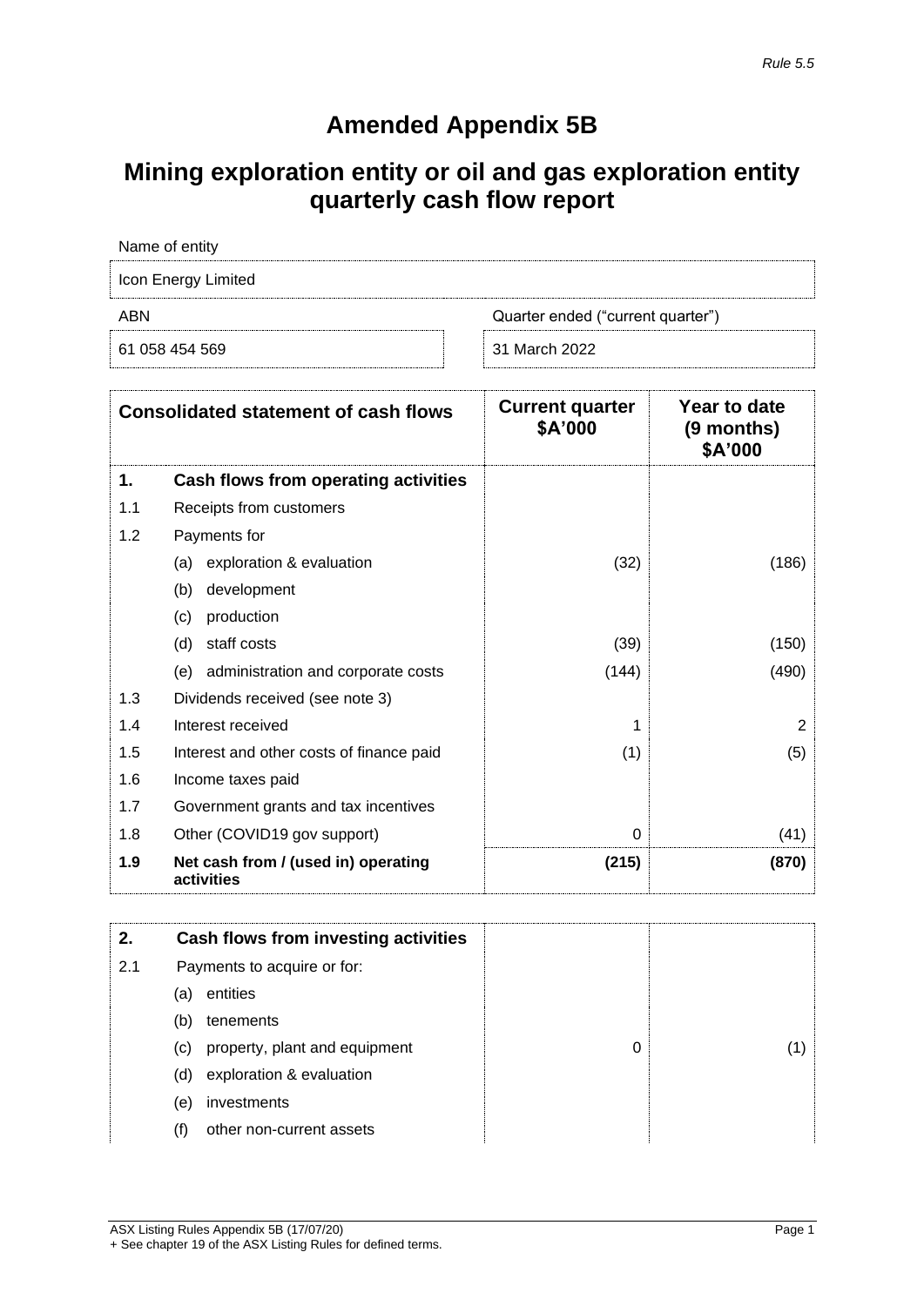*Rule 5.5*

# Amended Appendix 5B

# Mining exploration entity or oil and gas exploration entity quarterly cash flow report

| Name of entity | |
|---|---|
| Icon Energy Limited | |
| **ABN** | **Quarter ended ("current quarter")** |
| 61 058 454 569 | 31 March 2022 |

| | Consolidated statement of cash flows | Current quarter $A'000 | Year to date (9 months) $A'000 |
|---|---|---|---|
| **1.** | **Cash flows from operating activities** | | |
| 1.1 | Receipts from customers | | |
| 1.2 | Payments for | | |
| | (a) exploration & evaluation | (32) | (186) |
| | (b) development | | |
| | (c) production | | |
| | (d) staff costs | (39) | (150) |
| | (e) administration and corporate costs | (144) | (490) |
| 1.3 | Dividends received (see note 3) | | |
| 1.4 | Interest received | 1 | 2 |
| 1.5 | Interest and other costs of finance paid | (1) | (5) |
| 1.6 | Income taxes paid | | |
| 1.7 | Government grants and tax incentives | | |
| 1.8 | Other (COVID19 gov support) | 0 | (41) |
| **1.9** | **Net cash from / (used in) operating activities** | **(215)** | **(870)** |

| | | | |
|---|---|---|---|
| **2.** | **Cash flows from investing activities** | | |
| 2.1 | Payments to acquire or for: | | |
| | (a) entities | | |
| | (b) tenements | | |
| | (c) property, plant and equipment | 0 | (1) |
| | (d) exploration & evaluation | | |
| | (e) investments | | |
| | (f) other non-current assets | | |

ASX Listing Rules Appendix 5B (17/07/20)
+ See chapter 19 of the ASX Listing Rules for defined terms.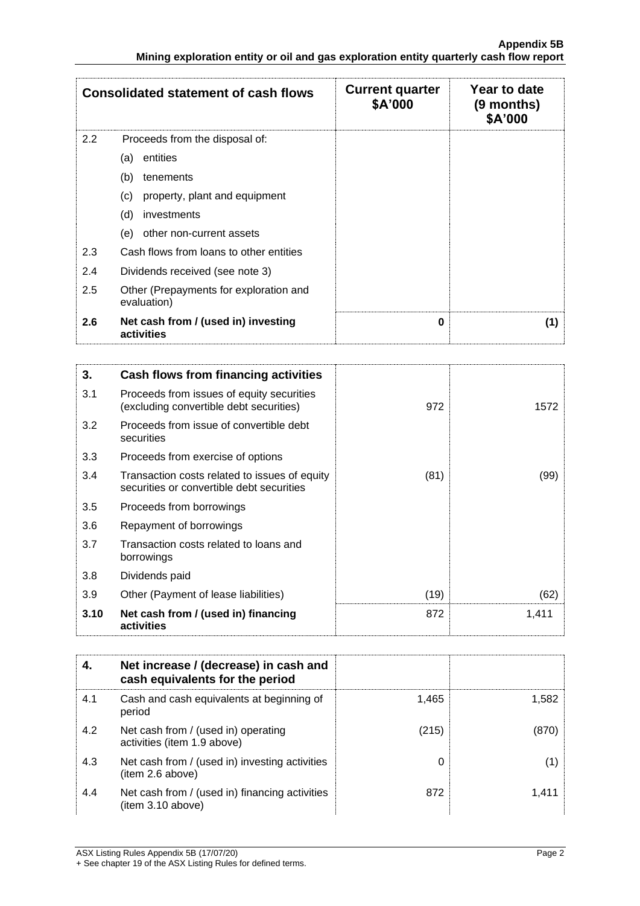| Consolidated statement of cash flows | | Current quarter $A'000 | Year to date (9 months) $A'000 |
|---|---|---|---|
| 2.2 | Proceeds from the disposal of: | | |
| | (a) entities | | |
| | (b) tenements | | |
| | (c) property, plant and equipment | | |
| | (d) investments | | |
| | (e) other non-current assets | | |
| 2.3 | Cash flows from loans to other entities | | |
| 2.4 | Dividends received (see note 3) | | |
| 2.5 | Other (Prepayments for exploration and evaluation) | | |
| **2.6** | **Net cash from / (used in) investing activities** | **0** | **(1)** |

| **3.** | **Cash flows from financing activities** | | |
|---|---|---|---|
| 3.1 | Proceeds from issues of equity securities (excluding convertible debt securities) | 972 | 1572 |
| 3.2 | Proceeds from issue of convertible debt securities | | |
| 3.3 | Proceeds from exercise of options | | |
| 3.4 | Transaction costs related to issues of equity securities or convertible debt securities | (81) | (99) |
| 3.5 | Proceeds from borrowings | | |
| 3.6 | Repayment of borrowings | | |
| 3.7 | Transaction costs related to loans and borrowings | | |
| 3.8 | Dividends paid | | |
| 3.9 | Other (Payment of lease liabilities) | (19) | (62) |
| **3.10** | **Net cash from / (used in) financing activities** | 872 | 1,411 |

| **4.** | **Net increase / (decrease) in cash and cash equivalents for the period** | | |
|---|---|---|---|
| 4.1 | Cash and cash equivalents at beginning of period | 1,465 | 1,582 |
| 4.2 | Net cash from / (used in) operating activities (item 1.9 above) | (215) | (870) |
| 4.3 | Net cash from / (used in) investing activities (item 2.6 above) | 0 | (1) |
| 4.4 | Net cash from / (used in) financing activities (item 3.10 above) | 872 | 1,411 |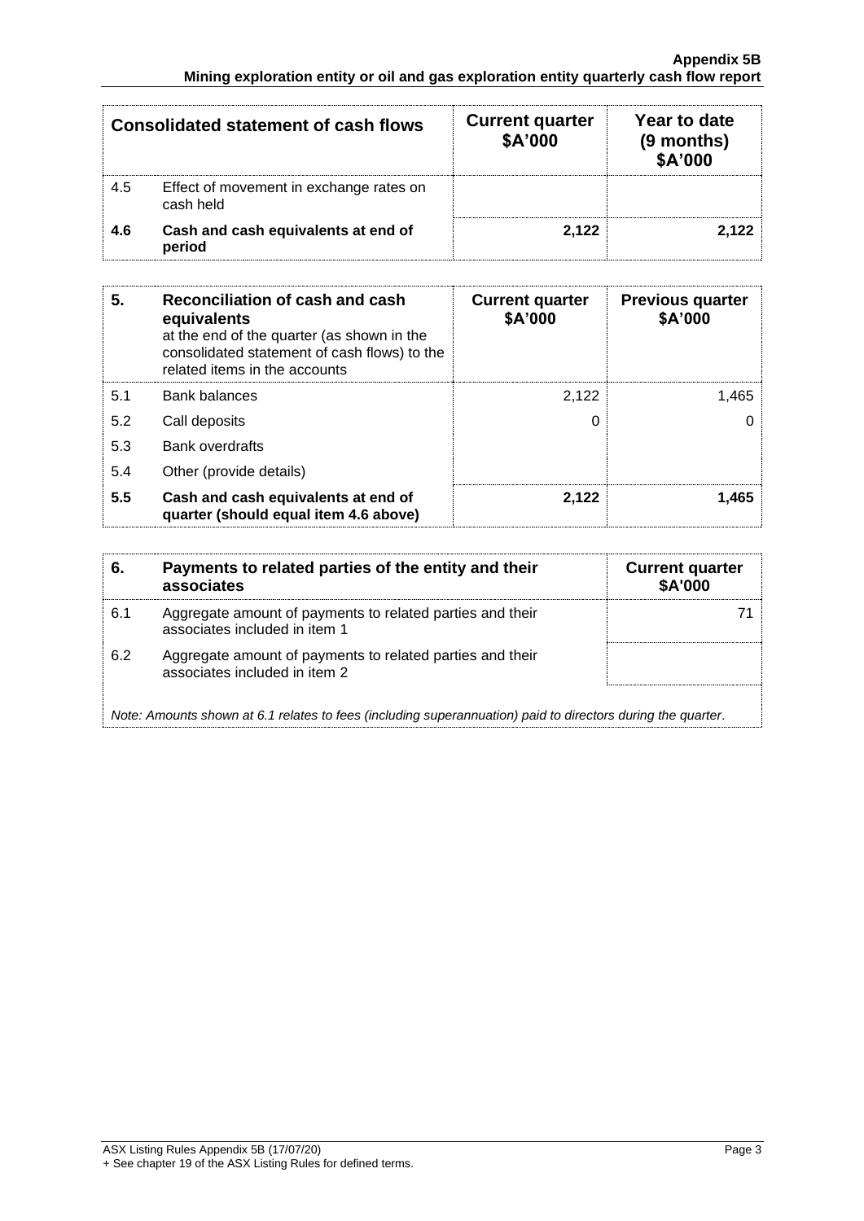| | Consolidated statement of cash flows | Current quarter $A'000 | Year to date (9 months) $A'000 |
|---|---|---|---|
| 4.5 | Effect of movement in exchange rates on cash held | | |
| **4.6** | **Cash and cash equivalents at end of period** | **2,122** | **2,122** |

| **5.** | **Reconciliation of cash and cash equivalents** at the end of the quarter (as shown in the consolidated statement of cash flows) to the related items in the accounts | **Current quarter $A'000** | **Previous quarter $A'000** |
|---|---|---|---|
| 5.1 | Bank balances | 2,122 | 1,465 |
| 5.2 | Call deposits | 0 | 0 |
| 5.3 | Bank overdrafts | | |
| 5.4 | Other (provide details) | | |
| **5.5** | **Cash and cash equivalents at end of quarter (should equal item 4.6 above)** | **2,122** | **1,465** |

| **6.** | **Payments to related parties of the entity and their associates** | **Current quarter $A'000** |
|---|---|---|
| 6.1 | Aggregate amount of payments to related parties and their associates included in item 1 | 71 |
| 6.2 | Aggregate amount of payments to related parties and their associates included in item 2 | |

*Note: Amounts shown at 6.1 relates to fees (including superannuation) paid to directors during the quarter.*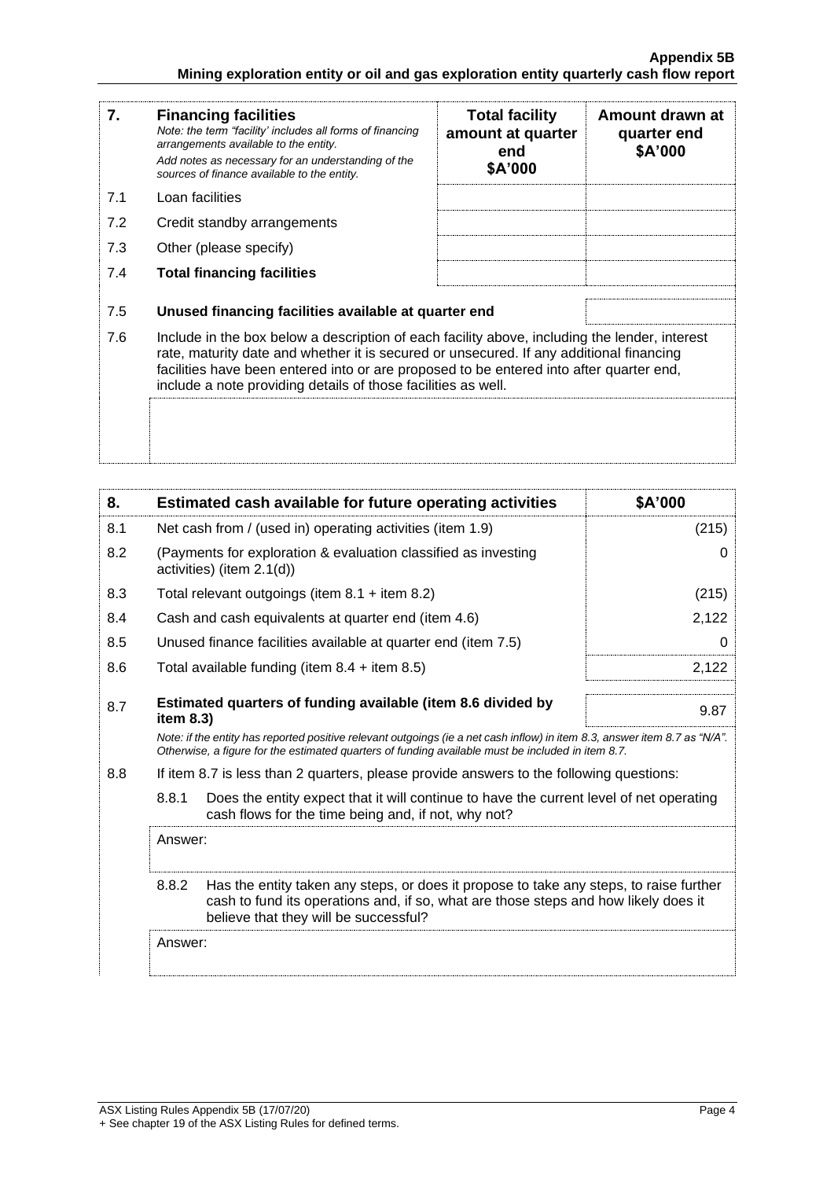| 7. | **Financing facilities**<br>*Note: the term "facility' includes all forms of financing arrangements available to the entity.*<br>*Add notes as necessary for an understanding of the sources of finance available to the entity.* | **Total facility amount at quarter end**<br>**\$A'000** | **Amount drawn at quarter end**<br>**\$A'000** |
|---|---|---|---|
| 7.1 | Loan facilities | | |
| 7.2 | Credit standby arrangements | | |
| 7.3 | Other (please specify) | | |
| 7.4 | **Total financing facilities** | | |
| 7.5 | **Unused financing facilities available at quarter end** | | |

7.6 Include in the box below a description of each facility above, including the lender, interest rate, maturity date and whether it is secured or unsecured. If any additional financing facilities have been entered into or are proposed to be entered into after quarter end, include a note providing details of those facilities as well.

| 8. | **Estimated cash available for future operating activities** | **\$A'000** |
|---|---|---|
| 8.1 | Net cash from / (used in) operating activities (item 1.9) | (215) |
| 8.2 | (Payments for exploration & evaluation classified as investing activities) (item 2.1(d)) | 0 |
| 8.3 | Total relevant outgoings (item 8.1 + item 8.2) | (215) |
| 8.4 | Cash and cash equivalents at quarter end (item 4.6) | 2,122 |
| 8.5 | Unused finance facilities available at quarter end (item 7.5) | 0 |
| 8.6 | Total available funding (item 8.4 + item 8.5) | 2,122 |
| 8.7 | **Estimated quarters of funding available (item 8.6 divided by item 8.3)** | 9.87 |

*Note: if the entity has reported positive relevant outgoings (ie a net cash inflow) in item 8.3, answer item 8.7 as "N/A". Otherwise, a figure for the estimated quarters of funding available must be included in item 8.7.*

8.8 If item 8.7 is less than 2 quarters, please provide answers to the following questions:

8.8.1 Does the entity expect that it will continue to have the current level of net operating cash flows for the time being and, if not, why not?

Answer:

8.8.2 Has the entity taken any steps, or does it propose to take any steps, to raise further cash to fund its operations and, if so, what are those steps and how likely does it believe that they will be successful?

Answer: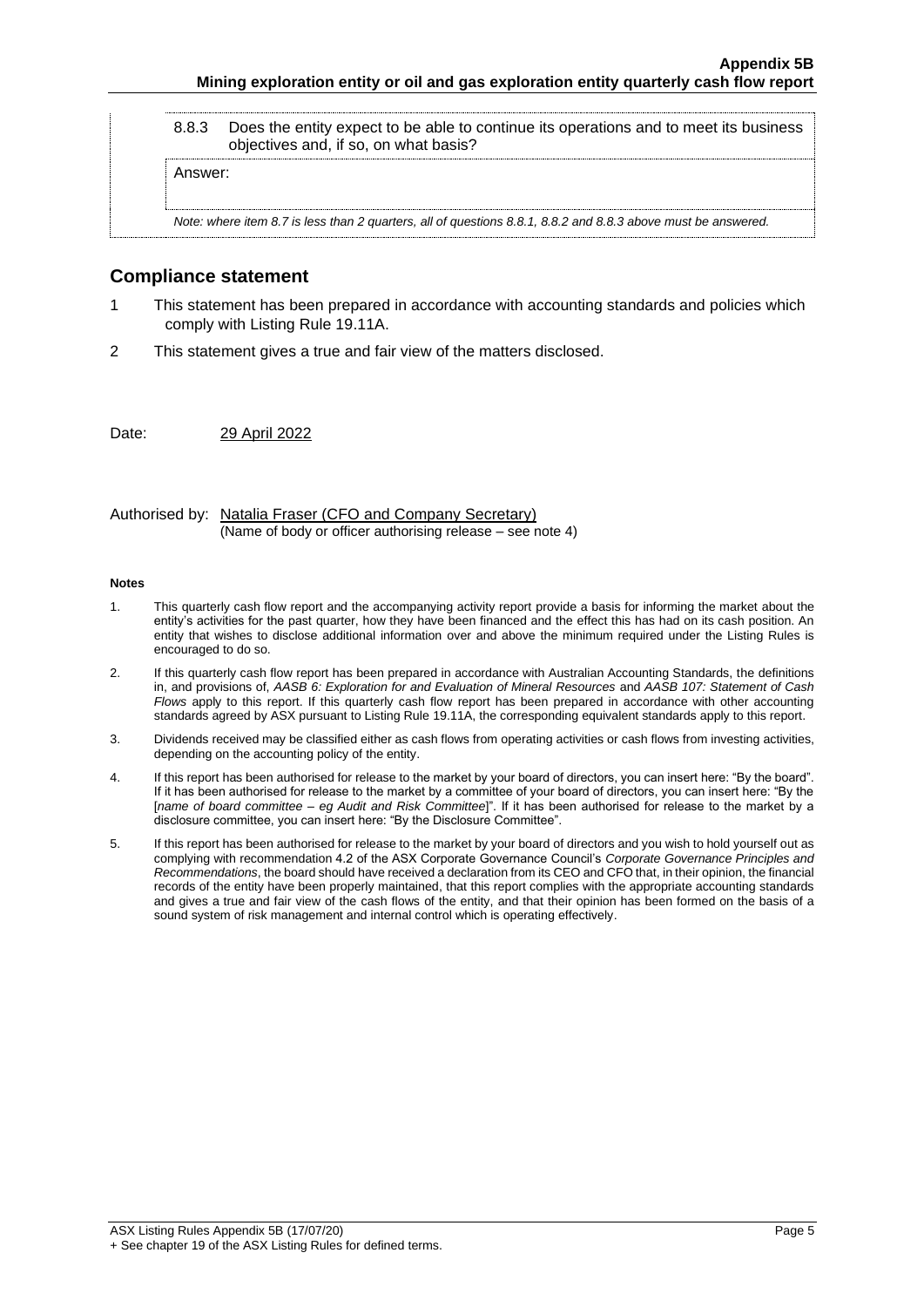| | |
|---|---|
| 8.8.3 | Does the entity expect to be able to continue its operations and to meet its business objectives and, if so, on what basis? |
| Answer: | |
| *Note: where item 8.7 is less than 2 quarters, all of questions 8.8.1, 8.8.2 and 8.8.3 above must be answered.* | |

## Compliance statement

1 This statement has been prepared in accordance with accounting standards and policies which comply with Listing Rule 19.11A.

2 This statement gives a true and fair view of the matters disclosed.

Date: 29 April 2022

Authorised by: Natalia Fraser (CFO and Company Secretary)
(Name of body or officer authorising release – see note 4)

#### Notes

1. This quarterly cash flow report and the accompanying activity report provide a basis for informing the market about the entity's activities for the past quarter, how they have been financed and the effect this has had on its cash position. An entity that wishes to disclose additional information over and above the minimum required under the Listing Rules is encouraged to do so.
2. If this quarterly cash flow report has been prepared in accordance with Australian Accounting Standards, the definitions in, and provisions of, *AASB 6: Exploration for and Evaluation of Mineral Resources* and *AASB 107: Statement of Cash Flows* apply to this report. If this quarterly cash flow report has been prepared in accordance with other accounting standards agreed by ASX pursuant to Listing Rule 19.11A, the corresponding equivalent standards apply to this report.
3. Dividends received may be classified either as cash flows from operating activities or cash flows from investing activities, depending on the accounting policy of the entity.
4. If this report has been authorised for release to the market by your board of directors, you can insert here: "By the board". If it has been authorised for release to the market by a committee of your board of directors, you can insert here: "By the [*name of board committee – eg Audit and Risk Committee*]". If it has been authorised for release to the market by a disclosure committee, you can insert here: "By the Disclosure Committee".
5. If this report has been authorised for release to the market by your board of directors and you wish to hold yourself out as complying with recommendation 4.2 of the ASX Corporate Governance Council's *Corporate Governance Principles and Recommendations*, the board should have received a declaration from its CEO and CFO that, in their opinion, the financial records of the entity have been properly maintained, that this report complies with the appropriate accounting standards and gives a true and fair view of the cash flows of the entity, and that their opinion has been formed on the basis of a sound system of risk management and internal control which is operating effectively.